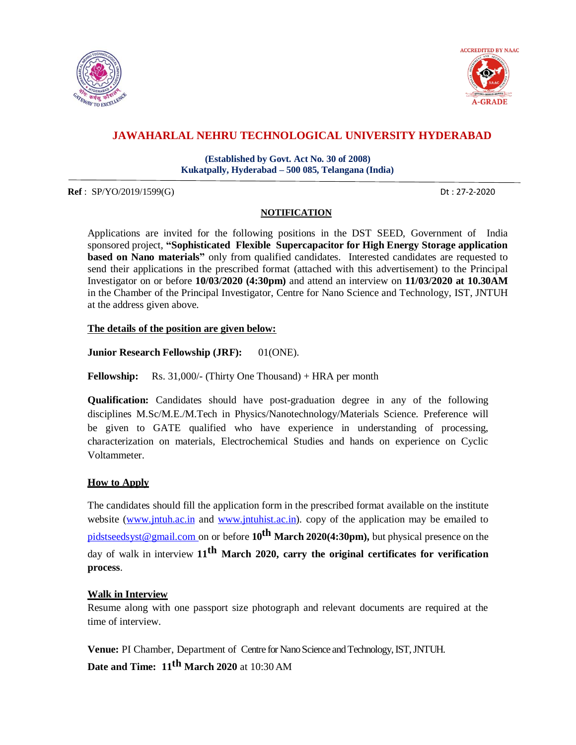ACCREDITED BY NAAC

A-GRADE

# JAWAHARLAL NEHRU TECHNOLOGICAL UNIVERSITY HYDERABAD

**(Established by Govt. Act No. 30 of 2008)**
**Kukatpally, Hyderabad – 500 085, Telangana (India)**

**Ref** : SP/YO/2019/1599(G) Dt : 27-2-2020

## NOTIFICATION

Applications are invited for the following positions in the DST SEED, Government of India sponsored project, **"Sophisticated Flexible Supercapacitor for High Energy Storage application based on Nano materials"** only from qualified candidates. Interested candidates are requested to send their applications in the prescribed format (attached with this advertisement) to the Principal Investigator on or before **10/03/2020 (4:30pm)** and attend an interview on **11/03/2020 at 10.30AM** in the Chamber of the Principal Investigator, Centre for Nano Science and Technology, IST, JNTUH at the address given above.

**The details of the position are given below:**

**Junior Research Fellowship (JRF):** 01(ONE).

**Fellowship:** Rs. 31,000/- (Thirty One Thousand) + HRA per month

**Qualification:** Candidates should have post-graduation degree in any of the following disciplines M.Sc/M.E./M.Tech in Physics/Nanotechnology/Materials Science. Preference will be given to GATE qualified who have experience in understanding of processing, characterization on materials, Electrochemical Studies and hands on experience on Cyclic Voltammeter.

**How to Apply**

The candidates should fill the application form in the prescribed format available on the institute website (www.jntuh.ac.in and www.jntuhist.ac.in). copy of the application may be emailed to pidstseedsyst@gmail.com on or before **10th March 2020(4:30pm),** but physical presence on the day of walk in interview **11th March 2020, carry the original certificates for verification process**.

**Walk in Interview**

Resume along with one passport size photograph and relevant documents are required at the time of interview.

**Venue:** PI Chamber, Department of Centre for Nano Science and Technology, IST, JNTUH.

**Date and Time: 11th March 2020** at 10:30 AM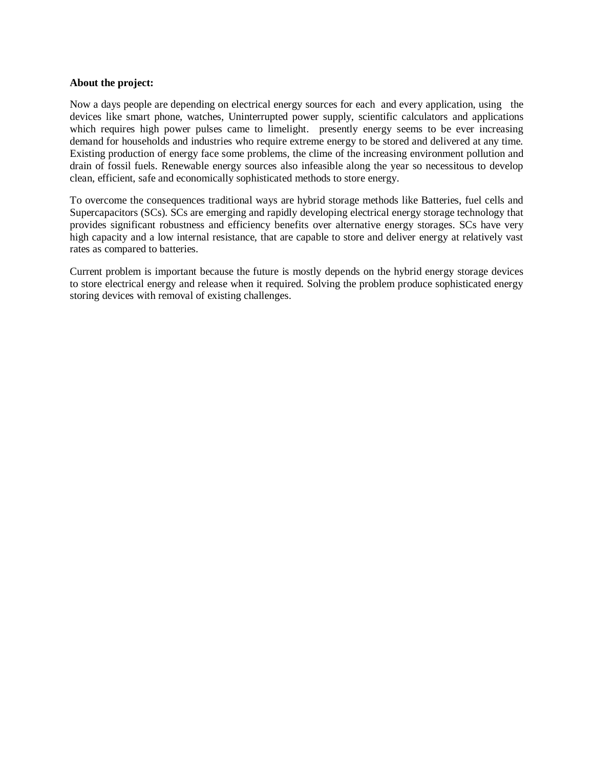**About the project:**

Now a days people are depending on electrical energy sources for each and every application, using the devices like smart phone, watches, Uninterrupted power supply, scientific calculators and applications which requires high power pulses came to limelight. presently energy seems to be ever increasing demand for households and industries who require extreme energy to be stored and delivered at any time. Existing production of energy face some problems, the clime of the increasing environment pollution and drain of fossil fuels. Renewable energy sources also infeasible along the year so necessitous to develop clean, efficient, safe and economically sophisticated methods to store energy.

To overcome the consequences traditional ways are hybrid storage methods like Batteries, fuel cells and Supercapacitors (SCs). SCs are emerging and rapidly developing electrical energy storage technology that provides significant robustness and efficiency benefits over alternative energy storages. SCs have very high capacity and a low internal resistance, that are capable to store and deliver energy at relatively vast rates as compared to batteries.

Current problem is important because the future is mostly depends on the hybrid energy storage devices to store electrical energy and release when it required. Solving the problem produce sophisticated energy storing devices with removal of existing challenges.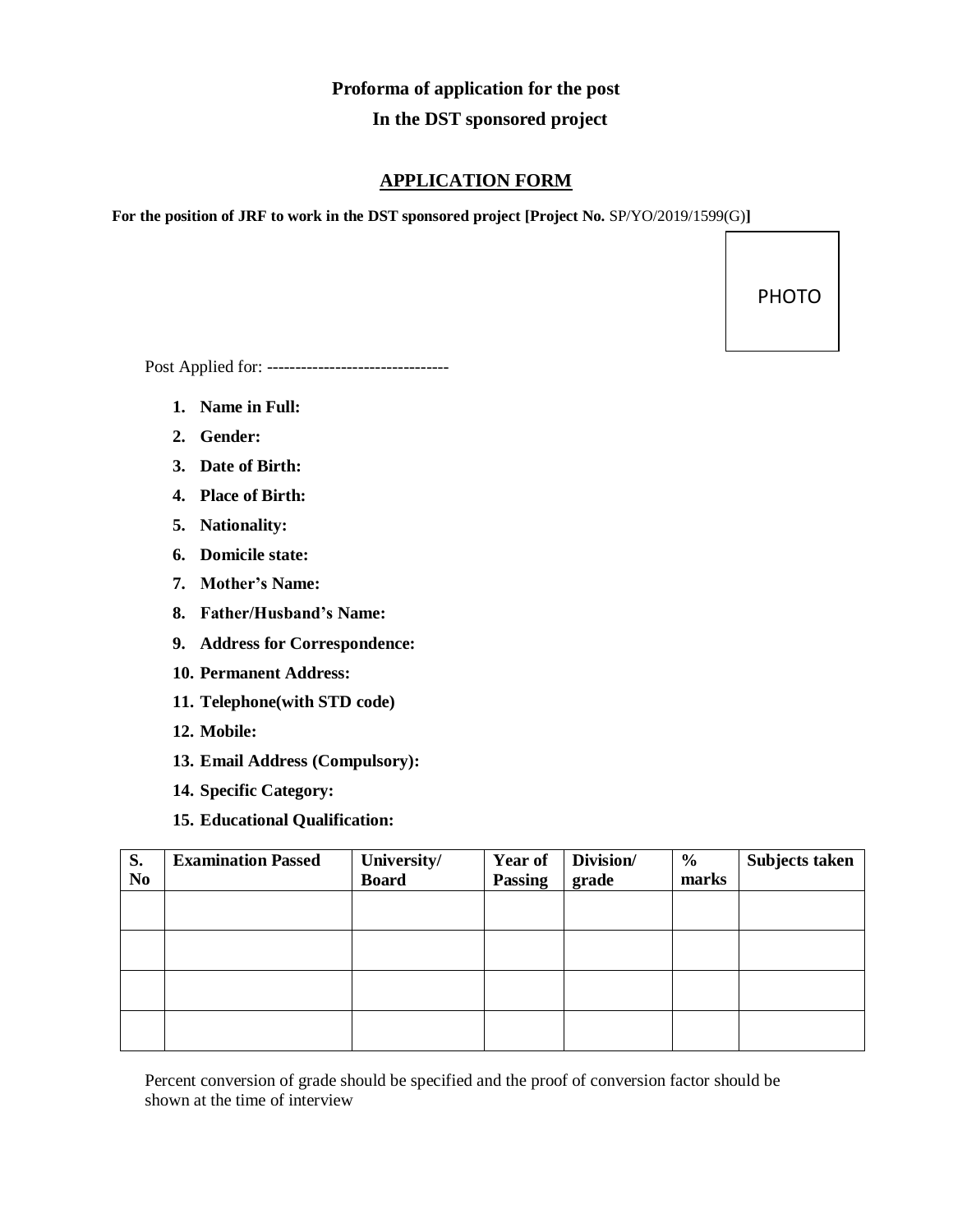**Proforma of application for the post**

**In the DST sponsored project**

## APPLICATION FORM

**For the position of JRF to work in the DST sponsored project [Project No.** SP/YO/2019/1599(G)**]**

PHOTO

Post Applied for: --------------------------------

1. **Name in Full:**
2. **Gender:**
3. **Date of Birth:**
4. **Place of Birth:**
5. **Nationality:**
6. **Domicile state:**
7. **Mother's Name:**
8. **Father/Husband's Name:**
9. **Address for Correspondence:**
10. **Permanent Address:**
11. **Telephone(with STD code)**
12. **Mobile:**
13. **Email Address (Compulsory):**
14. **Specific Category:**
15. **Educational Qualification:**

| S. No | Examination Passed | University/ Board | Year of Passing | Division/ grade | % marks | Subjects taken |
|---|---|---|---|---|---|---|
| | | | | | | |
| | | | | | | |
| | | | | | | |
| | | | | | | |

Percent conversion of grade should be specified and the proof of conversion factor should be shown at the time of interview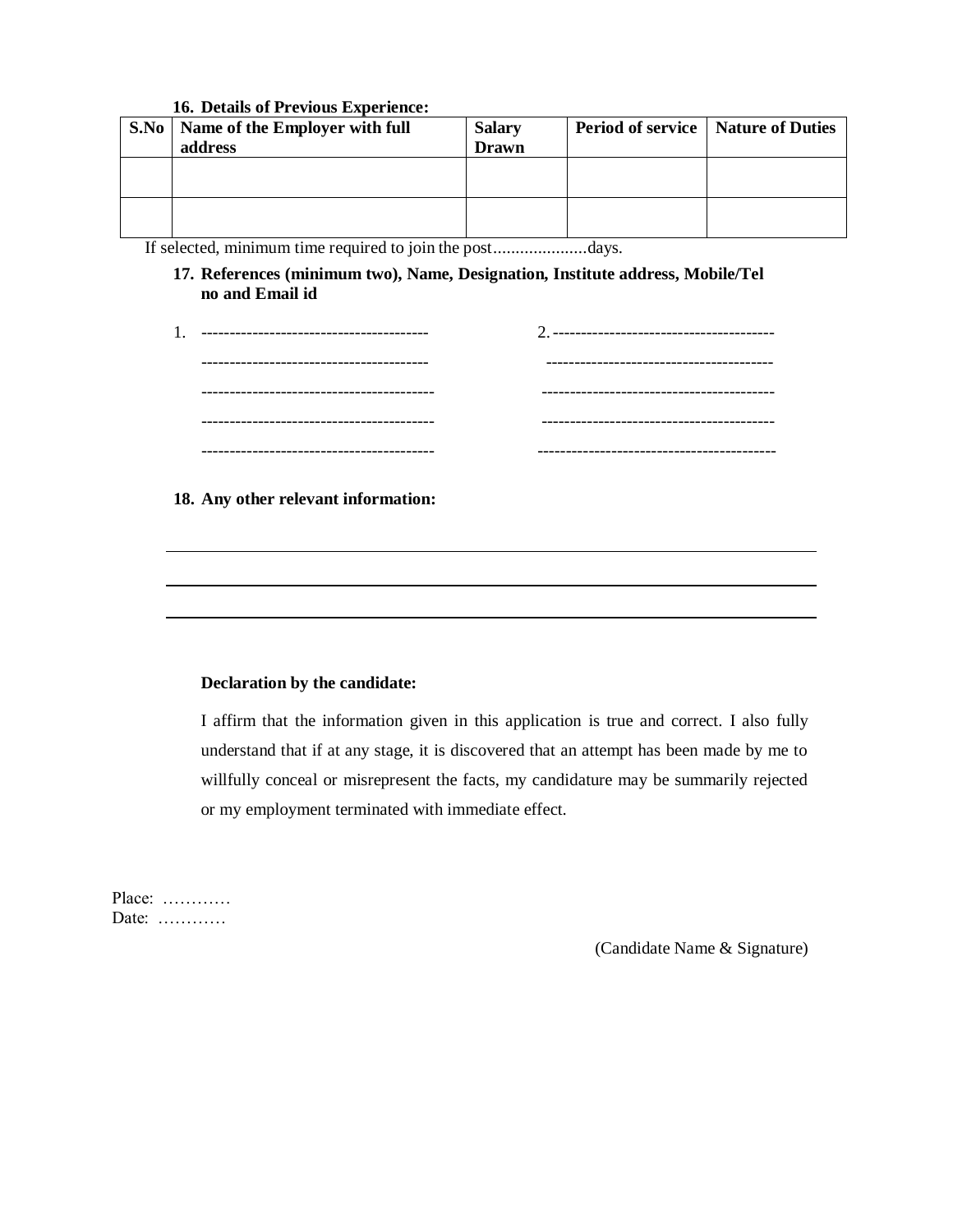**16. Details of Previous Experience:**

| S.No | Name of the Employer with full address | Salary Drawn | Period of service | Nature of Duties |
|---|---|---|---|---|
| | | | | |
| | | | | |

If selected, minimum time required to join the post.....................days.

**17. References (minimum two), Name, Designation, Institute address, Mobile/Tel no and Email id**

1. ----------------------------------------  2. ----------------------------------------

----------------------------------------  ----------------------------------------

----------------------------------------  ----------------------------------------

----------------------------------------  ----------------------------------------

----------------------------------------  ----------------------------------------

**18. Any other relevant information:**

---

---

---

**Declaration by the candidate:**

I affirm that the information given in this application is true and correct. I also fully understand that if at any stage, it is discovered that an attempt has been made by me to willfully conceal or misrepresent the facts, my candidature may be summarily rejected or my employment terminated with immediate effect.

Place: …………
Date: …………

(Candidate Name & Signature)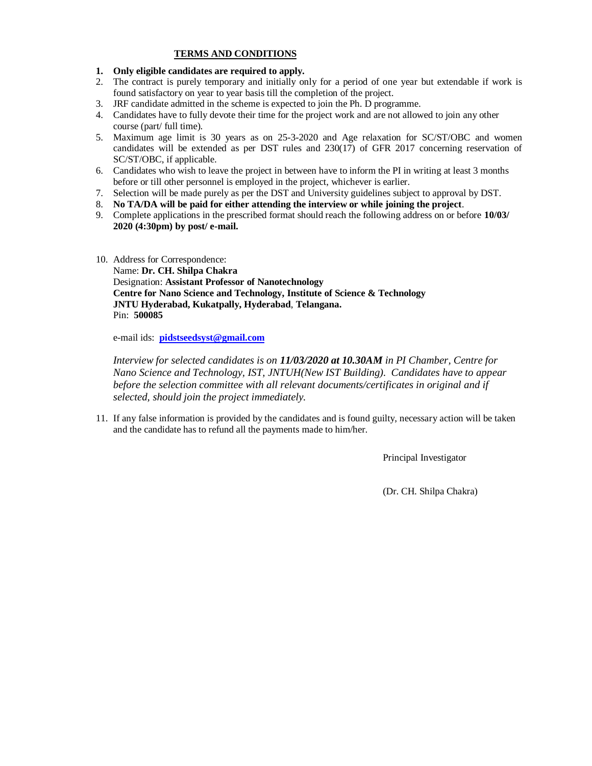**TERMS AND CONDITIONS**

1. **Only eligible candidates are required to apply.**
2. The contract is purely temporary and initially only for a period of one year but extendable if work is found satisfactory on year to year basis till the completion of the project.
3. JRF candidate admitted in the scheme is expected to join the Ph. D programme.
4. Candidates have to fully devote their time for the project work and are not allowed to join any other course (part/ full time).
5. Maximum age limit is 30 years as on 25-3-2020 and Age relaxation for SC/ST/OBC and women candidates will be extended as per DST rules and 230(17) of GFR 2017 concerning reservation of SC/ST/OBC, if applicable.
6. Candidates who wish to leave the project in between have to inform the PI in writing at least 3 months before or till other personnel is employed in the project, whichever is earlier.
7. Selection will be made purely as per the DST and University guidelines subject to approval by DST.
8. **No TA/DA will be paid for either attending the interview or while joining the project**.
9. Complete applications in the prescribed format should reach the following address on or before **10/03/ 2020 (4:30pm) by post/ e-mail.**
10. Address for Correspondence:
    Name: **Dr. CH. Shilpa Chakra**
    Designation: **Assistant Professor of Nanotechnology**
    **Centre for Nano Science and Technology, Institute of Science & Technology**
    **JNTU Hyderabad, Kukatpally, Hyderabad**, **Telangana.**
    Pin: **500085**

    e-mail ids: **pidstseedsyst@gmail.com**

    *Interview for selected candidates is on **11/03/2020 at 10.30AM** in PI Chamber, Centre for Nano Science and Technology, IST, JNTUH(New IST Building). Candidates have to appear before the selection committee with all relevant documents/certificates in original and if selected, should join the project immediately.*

11. If any false information is provided by the candidates and is found guilty, necessary action will be taken and the candidate has to refund all the payments made to him/her.

Principal Investigator

(Dr. CH. Shilpa Chakra)